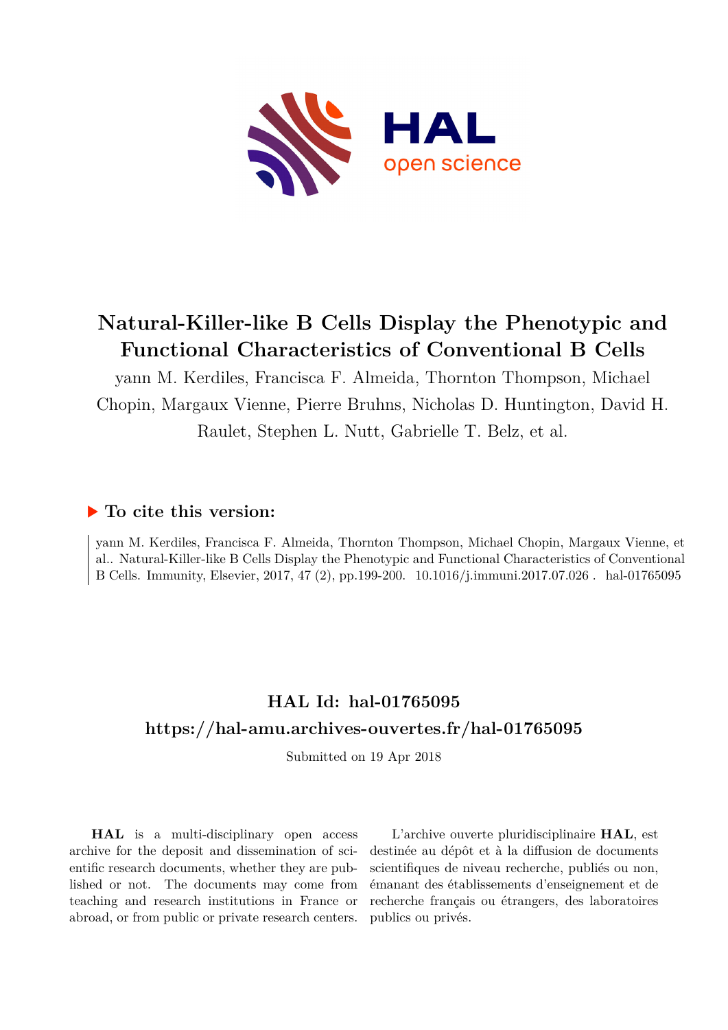# Natural-Killer-like B Cells Display the Phenotypic and Functional Characteristics of Conventional B Cells

yann M. Kerdiles, Francisca F. Almeida, Thornton Thompson, Michael Chopin, Margaux Vienne, Pierre Bruhns, Nicholas D. Huntington, David H. Raulet, Stephen L. Nutt, Gabrielle T. Belz, et al.

## ▶ To cite this version:

yann M. Kerdiles, Francisca F. Almeida, Thornton Thompson, Michael Chopin, Margaux Vienne, et al.. Natural-Killer-like B Cells Display the Phenotypic and Functional Characteristics of Conventional B Cells. Immunity, Elsevier, 2017, 47 (2), pp.199-200. 10.1016/j.immuni.2017.07.026 . hal-01765095

## HAL Id: hal-01765095

## https://hal-amu.archives-ouvertes.fr/hal-01765095

Submitted on 19 Apr 2018

**HAL** is a multi-disciplinary open access archive for the deposit and dissemination of scientific research documents, whether they are published or not. The documents may come from teaching and research institutions in France or abroad, or from public or private research centers.

L'archive ouverte pluridisciplinaire **HAL**, est destinée au dépôt et à la diffusion de documents scientifiques de niveau recherche, publiés ou non, émanant des établissements d'enseignement et de recherche français ou étrangers, des laboratoires publics ou privés.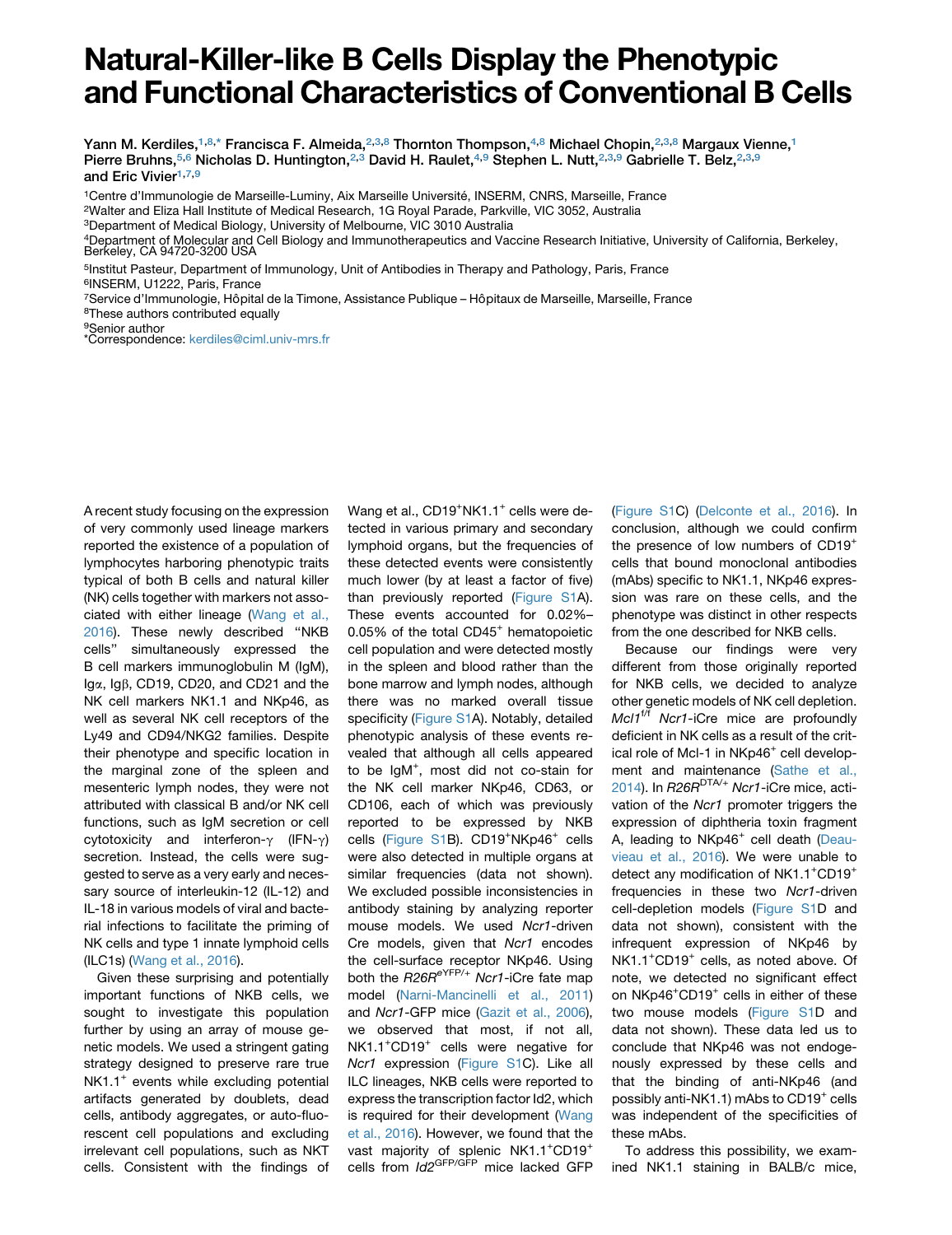# Natural-Killer-like B Cells Display the Phenotypic and Functional Characteristics of Conventional B Cells

Yann M. Kerdiles,[1,8,*] Francisca F. Almeida,[2,3,8] Thornton Thompson,[4,8] Michael Chopin,[2,3,8] Margaux Vienne,[1] Pierre Bruhns,[5,6] Nicholas D. Huntington,[2,3] David H. Raulet,[4,9] Stephen L. Nutt,[2,3,9] Gabrielle T. Belz,[2,3,9] and Eric Vivier[1,7,9]

[1]Centre d'Immunologie de Marseille-Luminy, Aix Marseille Université, INSERM, CNRS, Marseille, France
[2]Walter and Eliza Hall Institute of Medical Research, 1G Royal Parade, Parkville, VIC 3052, Australia
[3]Department of Medical Biology, University of Melbourne, VIC 3010 Australia
[4]Department of Molecular and Cell Biology and Immunotherapeutics and Vaccine Research Initiative, University of California, Berkeley, Berkeley, CA 94720-3200 USA
[5]Institut Pasteur, Department of Immunology, Unit of Antibodies in Therapy and Pathology, Paris, France
[6]INSERM, U1222, Paris, France
[7]Service d'Immunologie, Hôpital de la Timone, Assistance Publique – Hôpitaux de Marseille, Marseille, France
[8]These authors contributed equally
[9]Senior author
*Correspondence: kerdiles@ciml.univ-mrs.fr

A recent study focusing on the expression of very commonly used lineage markers reported the existence of a population of lymphocytes harboring phenotypic traits typical of both B cells and natural killer (NK) cells together with markers not associated with either lineage (Wang et al., 2016). These newly described "NKB cells" simultaneously expressed the B cell markers immunoglobulin M (IgM), Igα, Igβ, CD19, CD20, and CD21 and the NK cell markers NK1.1 and NKp46, as well as several NK cell receptors of the Ly49 and CD94/NKG2 families. Despite their phenotype and specific location in the marginal zone of the spleen and mesenteric lymph nodes, they were not attributed with classical B and/or NK cell functions, such as IgM secretion or cell cytotoxicity and interferon-γ (IFN-γ) secretion. Instead, the cells were suggested to serve as a very early and necessary source of interleukin-12 (IL-12) and IL-18 in various models of viral and bacterial infections to facilitate the priming of NK cells and type 1 innate lymphoid cells (ILC1s) (Wang et al., 2016).

Given these surprising and potentially important functions of NKB cells, we sought to investigate this population further by using an array of mouse genetic models. We used a stringent gating strategy designed to preserve rare true NK1.1$^{+}$ events while excluding potential artifacts generated by doublets, dead cells, antibody aggregates, or auto-fluorescent cell populations and excluding irrelevant cell populations, such as NKT cells. Consistent with the findings of Wang et al., CD19$^{+}$NK1.1$^{+}$ cells were detected in various primary and secondary lymphoid organs, but the frequencies of these detected events were consistently much lower (by at least a factor of five) than previously reported (Figure S1A). These events accounted for 0.02%–0.05% of the total CD45$^{+}$ hematopoietic cell population and were detected mostly in the spleen and blood rather than the bone marrow and lymph nodes, although there was no marked overall tissue specificity (Figure S1A). Notably, detailed phenotypic analysis of these events revealed that although all cells appeared to be IgM$^{+}$, most did not co-stain for the NK cell marker NKp46, CD63, or CD106, each of which was previously reported to be expressed by NKB cells (Figure S1B). CD19$^{+}$NKp46$^{+}$ cells were also detected in multiple organs at similar frequencies (data not shown). We excluded possible inconsistencies in antibody staining by analyzing reporter mouse models. We used *Ncr1*-driven Cre models, given that *Ncr1* encodes the cell-surface receptor NKp46. Using both the *R26R*$^{eYFP/+}$ *Ncr1*-iCre fate map model (Narni-Mancinelli et al., 2011) and *Ncr1*-GFP mice (Gazit et al., 2006), we observed that most, if not all, NK1.1$^{+}$CD19$^{+}$ cells were negative for *Ncr1* expression (Figure S1C). Like all ILC lineages, NKB cells were reported to express the transcription factor Id2, which is required for their development (Wang et al., 2016). However, we found that the vast majority of splenic NK1.1$^{+}$CD19$^{+}$ cells from *Id2*$^{GFP/GFP}$ mice lacked GFP (Figure S1C) (Delconte et al., 2016). In conclusion, although we could confirm the presence of low numbers of CD19$^{+}$ cells that bound monoclonal antibodies (mAbs) specific to NK1.1, NKp46 expression was rare on these cells, and the phenotype was distinct in other respects from the one described for NKB cells.

Because our findings were very different from those originally reported for NKB cells, we decided to analyze other genetic models of NK cell depletion. *Mcl1*$^{f/f}$ *Ncr1*-iCre mice are profoundly deficient in NK cells as a result of the critical role of Mcl-1 in NKp46$^{+}$ cell development and maintenance (Sathe et al., 2014). In *R26R*$^{DTA/+}$ *Ncr1*-iCre mice, activation of the *Ncr1* promoter triggers the expression of diphtheria toxin fragment A, leading to NKp46$^{+}$ cell death (Deauvieau et al., 2016). We were unable to detect any modification of NK1.1$^{+}$CD19$^{+}$ frequencies in these two *Ncr1*-driven cell-depletion models (Figure S1D and data not shown), consistent with the infrequent expression of NKp46 by NK1.1$^{+}$CD19$^{+}$ cells, as noted above. Of note, we detected no significant effect on NKp46$^{+}$CD19$^{+}$ cells in either of these two mouse models (Figure S1D and data not shown). These data led us to conclude that NKp46 was not endogenously expressed by these cells and that the binding of anti-NKp46 (and possibly anti-NK1.1) mAbs to CD19$^{+}$ cells was independent of the specificities of these mAbs.

To address this possibility, we examined NK1.1 staining in BALB/c mice,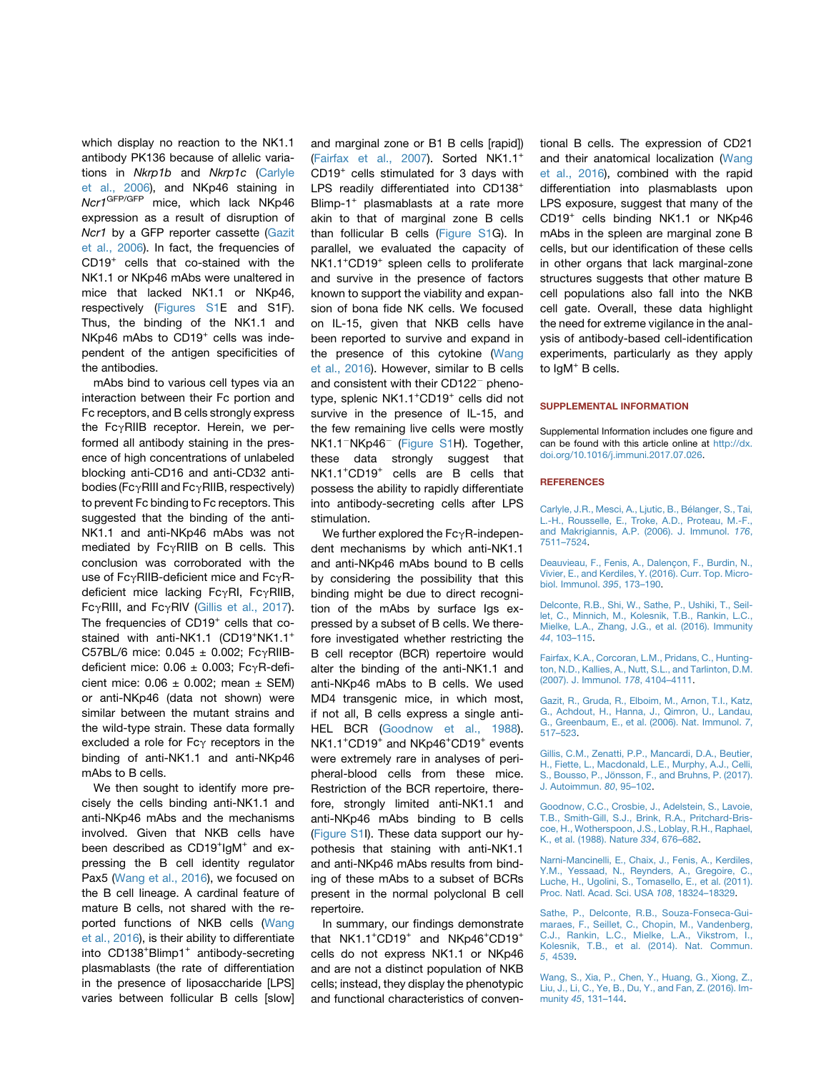which display no reaction to the NK1.1 antibody PK136 because of allelic variations in *Nkrp1b* and *Nkrp1c* (Carlyle et al., 2006), and NKp46 staining in *Ncr1*$^{GFP/GFP}$ mice, which lack NKp46 expression as a result of disruption of *Ncr1* by a GFP reporter cassette (Gazit et al., 2006). In fact, the frequencies of CD19$^{+}$ cells that co-stained with the NK1.1 or NKp46 mAbs were unaltered in mice that lacked NK1.1 or NKp46, respectively (Figures S1E and S1F). Thus, the binding of the NK1.1 and NKp46 mAbs to CD19$^{+}$ cells was independent of the antigen specificities of the antibodies.

mAbs bind to various cell types via an interaction between their Fc portion and Fc receptors, and B cells strongly express the FcγRIIB receptor. Herein, we performed all antibody staining in the presence of high concentrations of unlabeled blocking anti-CD16 and anti-CD32 antibodies (FcγRIII and FcγRIIB, respectively) to prevent Fc binding to Fc receptors. This suggested that the binding of the anti-NK1.1 and anti-NKp46 mAbs was not mediated by FcγRIIB on B cells. This conclusion was corroborated with the use of FcγRIIB-deficient mice and FcγR-deficient mice lacking FcγRI, FcγRIIB, FcγRIII, and FcγRIV (Gillis et al., 2017). The frequencies of CD19$^{+}$ cells that co-stained with anti-NK1.1 (CD19$^{+}$NK1.1$^{+}$ C57BL/6 mice: 0.045 ± 0.002; FcγRIIB-deficient mice: 0.06 ± 0.003; FcγR-deficient mice: 0.06 ± 0.002; mean ± SEM) or anti-NKp46 (data not shown) were similar between the mutant strains and the wild-type strain. These data formally excluded a role for Fcγ receptors in the binding of anti-NK1.1 and anti-NKp46 mAbs to B cells.

We then sought to identify more precisely the cells binding anti-NK1.1 and anti-NKp46 mAbs and the mechanisms involved. Given that NKB cells have been described as CD19$^{+}$IgM$^{+}$ and expressing the B cell identity regulator Pax5 (Wang et al., 2016), we focused on the B cell lineage. A cardinal feature of mature B cells, not shared with the reported functions of NKB cells (Wang et al., 2016), is their ability to differentiate into CD138$^{+}$Blimp1$^{+}$ antibody-secreting plasmablasts (the rate of differentiation in the presence of liposaccharide [LPS] varies between follicular B cells [slow] and marginal zone or B1 B cells [rapid]) (Fairfax et al., 2007). Sorted NK1.1$^{+}$CD19$^{+}$ cells stimulated for 3 days with LPS readily differentiated into CD138$^{+}$ Blimp-1$^{+}$ plasmablasts at a rate more akin to that of marginal zone B cells than follicular B cells (Figure S1G). In parallel, we evaluated the capacity of NK1.1$^{+}$CD19$^{+}$ spleen cells to proliferate and survive in the presence of factors known to support the viability and expansion of bona fide NK cells. We focused on IL-15, given that NKB cells have been reported to survive and expand in the presence of this cytokine (Wang et al., 2016). However, similar to B cells and consistent with their CD122$^{-}$ phenotype, splenic NK1.1$^{+}$CD19$^{+}$ cells did not survive in the presence of IL-15, and the few remaining live cells were mostly NK1.1$^{-}$NKp46$^{-}$ (Figure S1H). Together, these data strongly suggest that NK1.1$^{+}$CD19$^{+}$ cells are B cells that possess the ability to rapidly differentiate into antibody-secreting cells after LPS stimulation.

We further explored the FcγR-independent mechanisms by which anti-NK1.1 and anti-NKp46 mAbs bound to B cells by considering the possibility that this binding might be due to direct recognition of the mAbs by surface Igs expressed by a subset of B cells. We therefore investigated whether restricting the B cell receptor (BCR) repertoire would alter the binding of the anti-NK1.1 and anti-NKp46 mAbs to B cells. We used MD4 transgenic mice, in which most, if not all, B cells express a single anti-HEL BCR (Goodnow et al., 1988). NK1.1$^{+}$CD19$^{+}$ and NKp46$^{+}$CD19$^{+}$ events were extremely rare in analyses of peripheral-blood cells from these mice. Restriction of the BCR repertoire, therefore, strongly limited anti-NK1.1 and anti-NKp46 mAbs binding to B cells (Figure S1I). These data support our hypothesis that staining with anti-NK1.1 and anti-NKp46 mAbs results from binding of these mAbs to a subset of BCRs present in the normal polyclonal B cell repertoire.

In summary, our findings demonstrate that NK1.1$^{+}$CD19$^{+}$ and NKp46$^{+}$CD19$^{+}$ cells do not express NK1.1 or NKp46 and are not a distinct population of NKB cells; instead, they display the phenotypic and functional characteristics of conventional B cells. The expression of CD21 and their anatomical localization (Wang et al., 2016), combined with the rapid differentiation into plasmablasts upon LPS exposure, suggest that many of the CD19$^{+}$ cells binding NK1.1 or NKp46 mAbs in the spleen are marginal zone B cells, but our identification of these cells in other organs that lack marginal-zone structures suggests that other mature B cell populations also fall into the NKB cell gate. Overall, these data highlight the need for extreme vigilance in the analysis of antibody-based cell-identification experiments, particularly as they apply to IgM$^{+}$ B cells.

## SUPPLEMENTAL INFORMATION

Supplemental Information includes one figure and can be found with this article online at http://dx.doi.org/10.1016/j.immuni.2017.07.026.

## REFERENCES

Carlyle, J.R., Mesci, A., Ljutic, B., Bélanger, S., Tai, L.-H., Rousselle, E., Troke, A.D., Proteau, M.-F., and Makrigiannis, A.P. (2006). J. Immunol. *176*, 7511–7524.

Deauvieau, F., Fenis, A., Dalençon, F., Burdin, N., Vivier, E., and Kerdiles, Y. (2016). Curr. Top. Microbiol. Immunol. *395*, 173–190.

Delconte, R.B., Shi, W., Sathe, P., Ushiki, T., Seillet, C., Minnich, M., Kolesnik, T.B., Rankin, L.C., Mielke, L.A., Zhang, J.G., et al. (2016). Immunity *44*, 103–115.

Fairfax, K.A., Corcoran, L.M., Pridans, C., Huntington, N.D., Kallies, A., Nutt, S.L., and Tarlinton, D.M. (2007). J. Immunol. *178*, 4104–4111.

Gazit, R., Gruda, R., Elboim, M., Arnon, T.I., Katz, G., Achdout, H., Hanna, J., Qimron, U., Landau, G., Greenbaum, E., et al. (2006). Nat. Immunol. *7*, 517–523.

Gillis, C.M., Zenatti, P.P., Mancardi, D.A., Beutier, H., Fiette, L., Macdonald, L.E., Murphy, A.J., Celli, S., Bousso, P., Jönsson, F., and Bruhns, P. (2017). J. Autoimmun. *80*, 95–102.

Goodnow, C.C., Crosbie, J., Adelstein, S., Lavoie, T.B., Smith-Gill, S.J., Brink, R.A., Pritchard-Briscoe, H., Wotherspoon, J.S., Loblay, R.H., Raphael, K., et al. (1988). Nature *334*, 676–682.

Narni-Mancinelli, E., Chaix, J., Fenis, A., Kerdiles, Y.M., Yessaad, N., Reynders, A., Gregoire, C., Luche, H., Ugolini, S., Tomasello, E., et al. (2011). Proc. Natl. Acad. Sci. USA *108*, 18324–18329.

Sathe, P., Delconte, R.B., Souza-Fonseca-Guimaraes, F., Seillet, C., Chopin, M., Vandenberg, C.J., Rankin, L.C., Mielke, L.A., Vikstrom, I., Kolesnik, T.B., et al. (2014). Nat. Commun. *5*, 4539.

Wang, S., Xia, P., Chen, Y., Huang, G., Xiong, Z., Liu, J., Li, C., Ye, B., Du, Y., and Fan, Z. (2016). Immunity *45*, 131–144.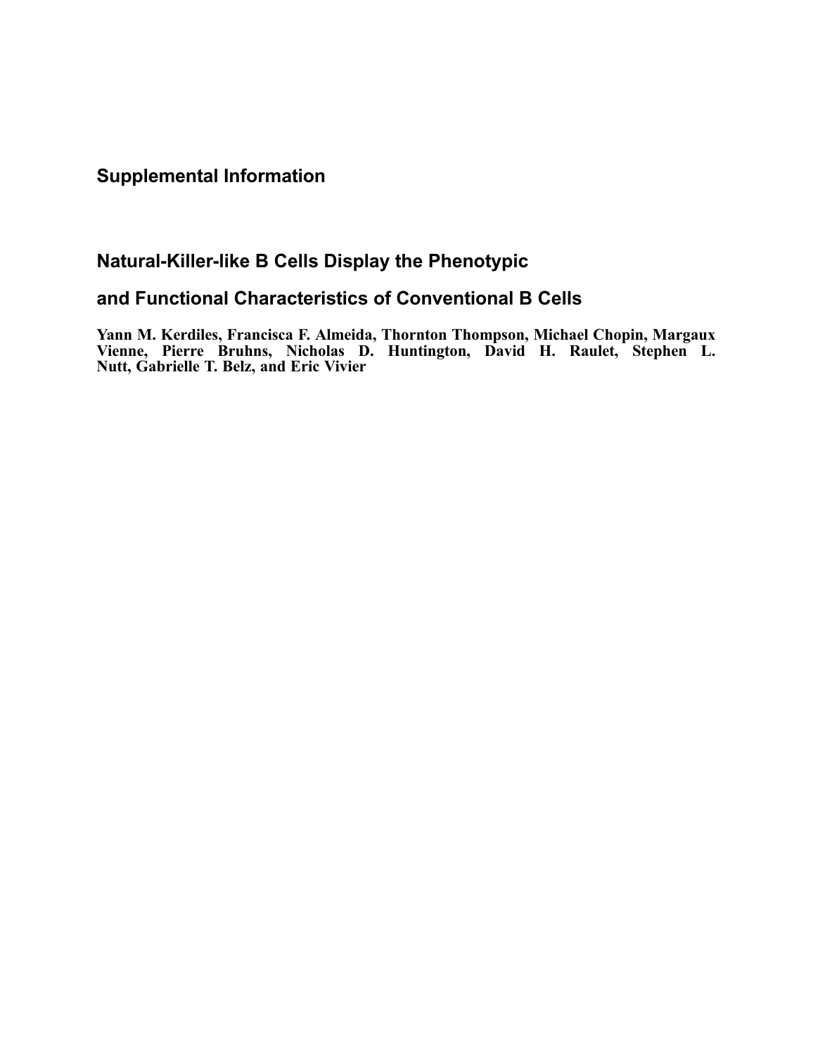## Supplemental Information

## Natural-Killer-like B Cells Display the Phenotypic and Functional Characteristics of Conventional B Cells

**Yann M. Kerdiles, Francisca F. Almeida, Thornton Thompson, Michael Chopin, Margaux Vienne, Pierre Bruhns, Nicholas D. Huntington, David H. Raulet, Stephen L. Nutt, Gabrielle T. Belz, and Eric Vivier**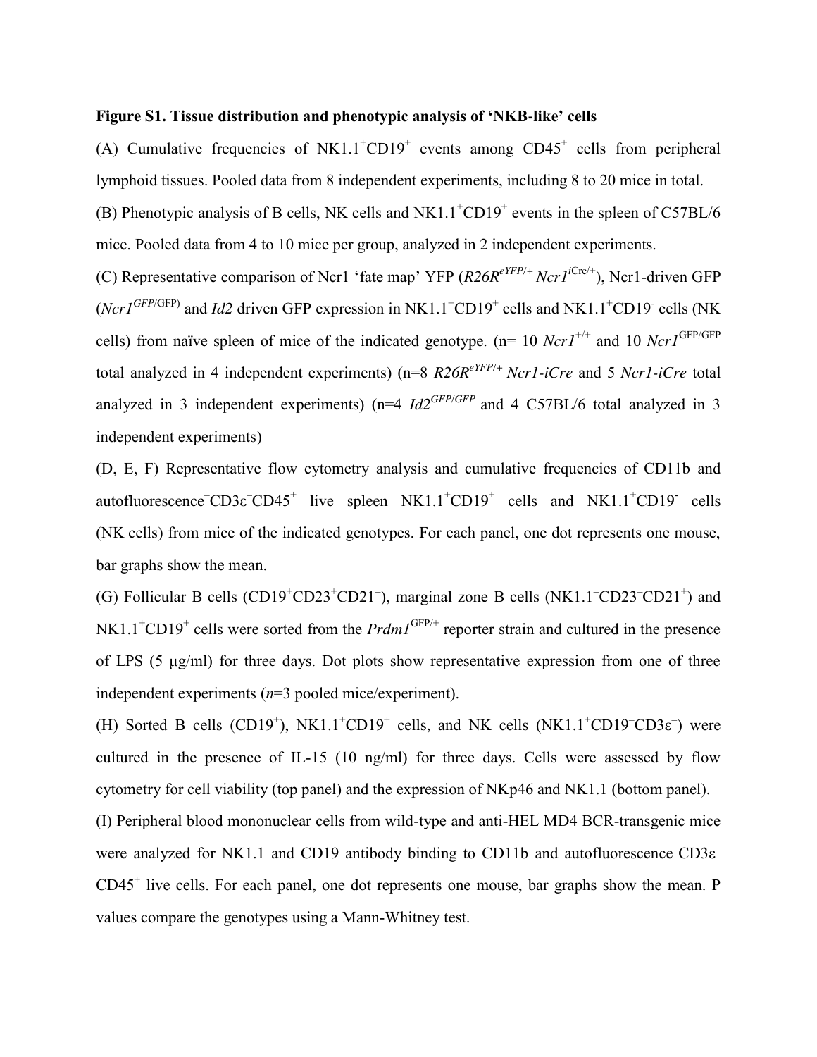**Figure S1. Tissue distribution and phenotypic analysis of 'NKB-like' cells**

(A) Cumulative frequencies of NK1.1$^{+}$CD19$^{+}$ events among CD45$^{+}$ cells from peripheral lymphoid tissues. Pooled data from 8 independent experiments, including 8 to 20 mice in total.

(B) Phenotypic analysis of B cells, NK cells and NK1.1$^{+}$CD19$^{+}$ events in the spleen of C57BL/6 mice. Pooled data from 4 to 10 mice per group, analyzed in 2 independent experiments.

(C) Representative comparison of Ncr1 'fate map' YFP (*R26R*$^{eYFP/+}$ *Ncr1*$^{iCre/+}$), Ncr1-driven GFP (*Ncr1*$^{GFP/GFP}$) and *Id2* driven GFP expression in NK1.1$^{+}$CD19$^{+}$ cells and NK1.1$^{+}$CD19$^{-}$ cells (NK cells) from naïve spleen of mice of the indicated genotype. (n= 10 *Ncr1*$^{+/+}$ and 10 *Ncr1*$^{GFP/GFP}$ total analyzed in 4 independent experiments) (n=8 *R26R*$^{eYFP/+}$ *Ncr1-iCre* and 5 *Ncr1-iCre* total analyzed in 3 independent experiments) (n=4 *Id2*$^{GFP/GFP}$ and 4 C57BL/6 total analyzed in 3 independent experiments)

(D, E, F) Representative flow cytometry analysis and cumulative frequencies of CD11b and autofluorescence$^{-}$CD3ε$^{-}$CD45$^{+}$ live spleen NK1.1$^{+}$CD19$^{+}$ cells and NK1.1$^{+}$CD19$^{-}$ cells (NK cells) from mice of the indicated genotypes. For each panel, one dot represents one mouse, bar graphs show the mean.

(G) Follicular B cells (CD19$^{+}$CD23$^{+}$CD21$^{-}$), marginal zone B cells (NK1.1$^{-}$CD23$^{-}$CD21$^{+}$) and NK1.1$^{+}$CD19$^{+}$ cells were sorted from the *Prdm1*$^{GFP/+}$ reporter strain and cultured in the presence of LPS (5 μg/ml) for three days. Dot plots show representative expression from one of three independent experiments (*n*=3 pooled mice/experiment).

(H) Sorted B cells (CD19$^{+}$), NK1.1$^{+}$CD19$^{+}$ cells, and NK cells (NK1.1$^{+}$CD19$^{-}$CD3ε$^{-}$) were cultured in the presence of IL-15 (10 ng/ml) for three days. Cells were assessed by flow cytometry for cell viability (top panel) and the expression of NKp46 and NK1.1 (bottom panel).

(I) Peripheral blood mononuclear cells from wild-type and anti-HEL MD4 BCR-transgenic mice were analyzed for NK1.1 and CD19 antibody binding to CD11b and autofluorescence$^{-}$CD3ε$^{-}$ CD45$^{+}$ live cells. For each panel, one dot represents one mouse, bar graphs show the mean. P values compare the genotypes using a Mann-Whitney test.